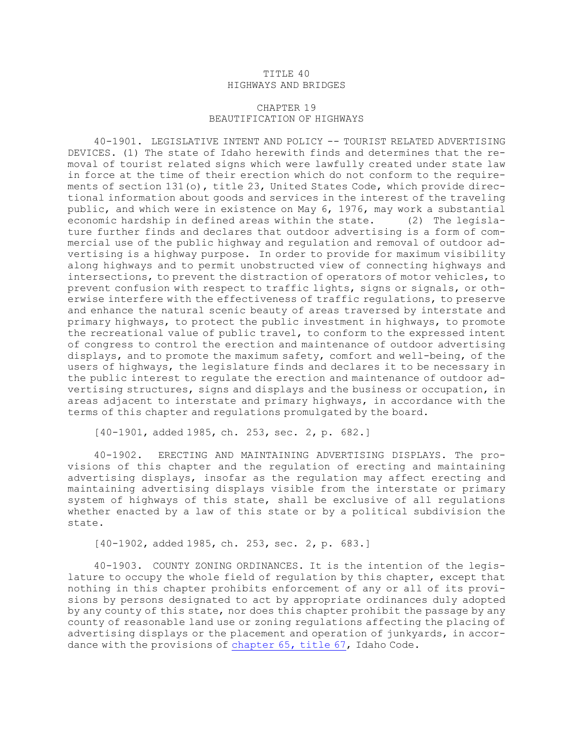# TITLE 40
# HIGHWAYS AND BRIDGES

## CHAPTER 19
## BEAUTIFICATION OF HIGHWAYS

40-1901. LEGISLATIVE INTENT AND POLICY -- TOURIST RELATED ADVERTISING DEVICES. (1) The state of Idaho herewith finds and determines that the removal of tourist related signs which were lawfully created under state law in force at the time of their erection which do not conform to the requirements of section 131(o), title 23, United States Code, which provide directional information about goods and services in the interest of the traveling public, and which were in existence on May 6, 1976, may work a substantial economic hardship in defined areas within the state. (2) The legislature further finds and declares that outdoor advertising is a form of commercial use of the public highway and regulation and removal of outdoor advertising is a highway purpose. In order to provide for maximum visibility along highways and to permit unobstructed view of connecting highways and intersections, to prevent the distraction of operators of motor vehicles, to prevent confusion with respect to traffic lights, signs or signals, or otherwise interfere with the effectiveness of traffic regulations, to preserve and enhance the natural scenic beauty of areas traversed by interstate and primary highways, to protect the public investment in highways, to promote the recreational value of public travel, to conform to the expressed intent of congress to control the erection and maintenance of outdoor advertising displays, and to promote the maximum safety, comfort and well-being, of the users of highways, the legislature finds and declares it to be necessary in the public interest to regulate the erection and maintenance of outdoor advertising structures, signs and displays and the business or occupation, in areas adjacent to interstate and primary highways, in accordance with the terms of this chapter and regulations promulgated by the board.

[40-1901, added 1985, ch. 253, sec. 2, p. 682.]

40-1902. ERECTING AND MAINTAINING ADVERTISING DISPLAYS. The provisions of this chapter and the regulation of erecting and maintaining advertising displays, insofar as the regulation may affect erecting and maintaining advertising displays visible from the interstate or primary system of highways of this state, shall be exclusive of all regulations whether enacted by a law of this state or by a political subdivision the state.

[40-1902, added 1985, ch. 253, sec. 2, p. 683.]

40-1903. COUNTY ZONING ORDINANCES. It is the intention of the legislature to occupy the whole field of regulation by this chapter, except that nothing in this chapter prohibits enforcement of any or all of its provisions by persons designated to act by appropriate ordinances duly adopted by any county of this state, nor does this chapter prohibit the passage by any county of reasonable land use or zoning regulations affecting the placing of advertising displays or the placement and operation of junkyards, in accordance with the provisions of chapter 65, title 67, Idaho Code.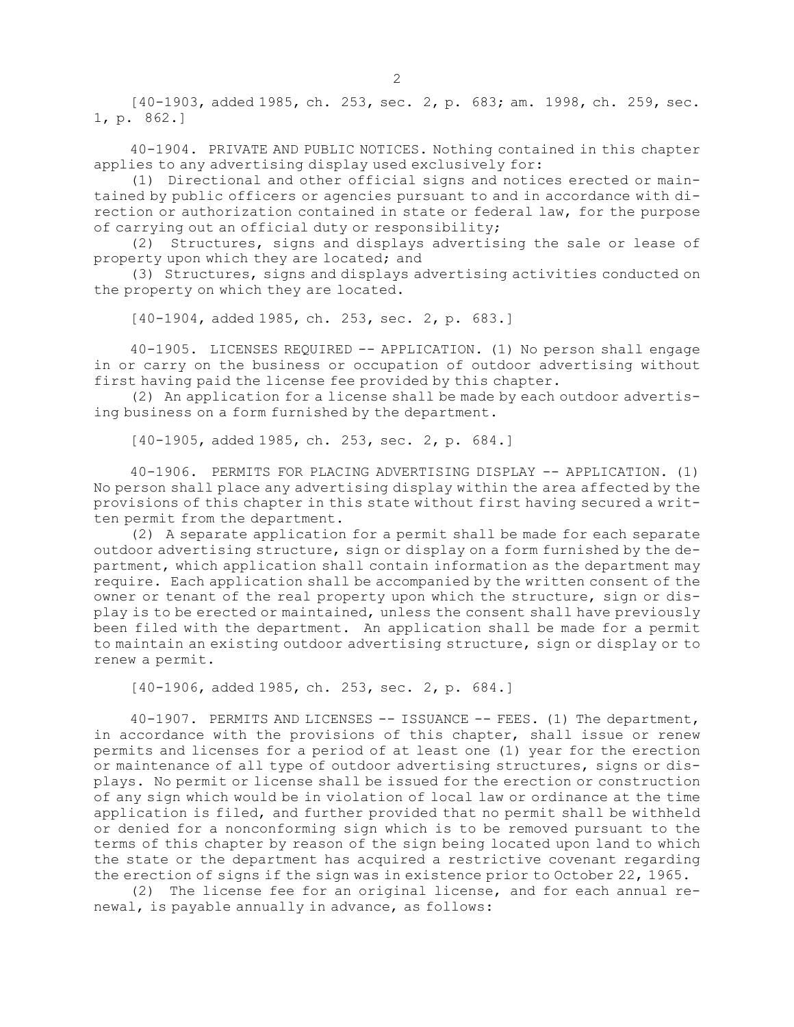[40-1903, added 1985, ch. 253, sec. 2, p. 683; am. 1998, ch. 259, sec. 1, p. 862.]

40-1904. PRIVATE AND PUBLIC NOTICES. Nothing contained in this chapter applies to any advertising display used exclusively for:

(1) Directional and other official signs and notices erected or maintained by public officers or agencies pursuant to and in accordance with direction or authorization contained in state or federal law, for the purpose of carrying out an official duty or responsibility;

(2) Structures, signs and displays advertising the sale or lease of property upon which they are located; and

(3) Structures, signs and displays advertising activities conducted on the property on which they are located.

[40-1904, added 1985, ch. 253, sec. 2, p. 683.]

40-1905. LICENSES REQUIRED -- APPLICATION. (1) No person shall engage in or carry on the business or occupation of outdoor advertising without first having paid the license fee provided by this chapter.

(2) An application for a license shall be made by each outdoor advertising business on a form furnished by the department.

[40-1905, added 1985, ch. 253, sec. 2, p. 684.]

40-1906. PERMITS FOR PLACING ADVERTISING DISPLAY -- APPLICATION. (1) No person shall place any advertising display within the area affected by the provisions of this chapter in this state without first having secured a written permit from the department.

(2) A separate application for a permit shall be made for each separate outdoor advertising structure, sign or display on a form furnished by the department, which application shall contain information as the department may require. Each application shall be accompanied by the written consent of the owner or tenant of the real property upon which the structure, sign or display is to be erected or maintained, unless the consent shall have previously been filed with the department. An application shall be made for a permit to maintain an existing outdoor advertising structure, sign or display or to renew a permit.

[40-1906, added 1985, ch. 253, sec. 2, p. 684.]

40-1907. PERMITS AND LICENSES -- ISSUANCE -- FEES. (1) The department, in accordance with the provisions of this chapter, shall issue or renew permits and licenses for a period of at least one (1) year for the erection or maintenance of all type of outdoor advertising structures, signs or displays. No permit or license shall be issued for the erection or construction of any sign which would be in violation of local law or ordinance at the time application is filed, and further provided that no permit shall be withheld or denied for a nonconforming sign which is to be removed pursuant to the terms of this chapter by reason of the sign being located upon land to which the state or the department has acquired a restrictive covenant regarding the erection of signs if the sign was in existence prior to October 22, 1965.

(2) The license fee for an original license, and for each annual renewal, is payable annually in advance, as follows: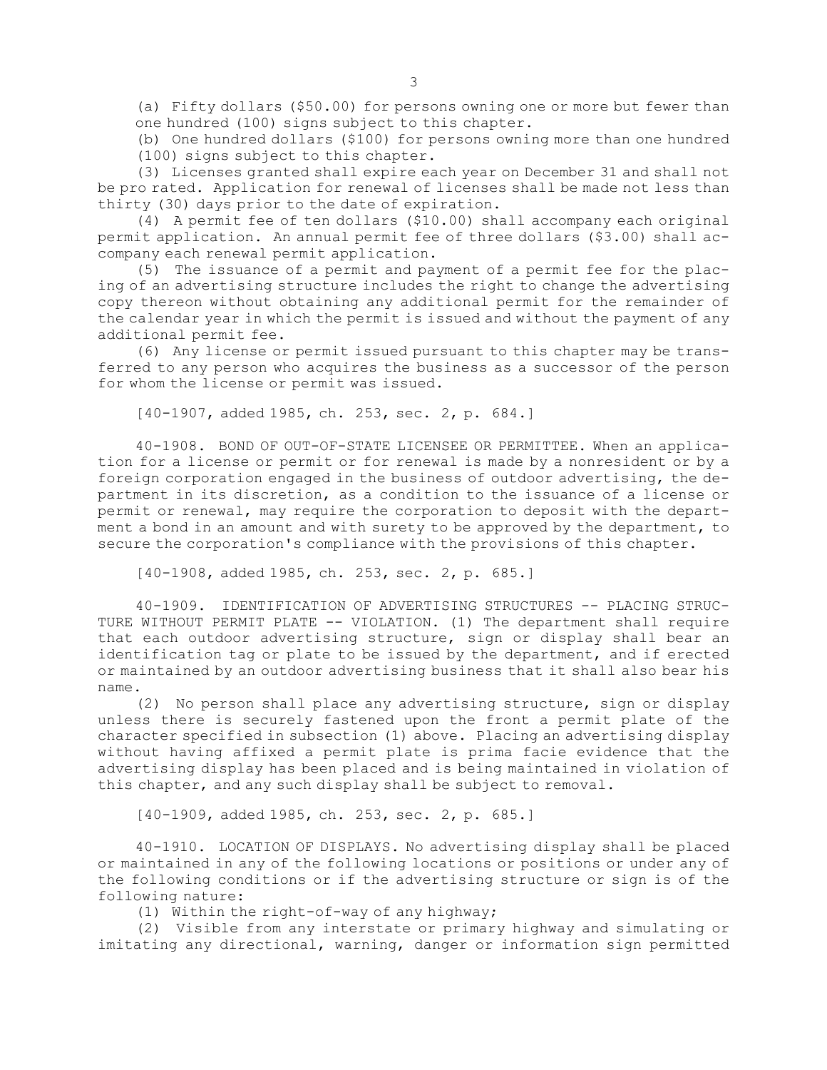(a) Fifty dollars ($50.00) for persons owning one or more but fewer than one hundred (100) signs subject to this chapter.

(b) One hundred dollars ($100) for persons owning more than one hundred (100) signs subject to this chapter.

(3) Licenses granted shall expire each year on December 31 and shall not be pro rated. Application for renewal of licenses shall be made not less than thirty (30) days prior to the date of expiration.

(4) A permit fee of ten dollars ($10.00) shall accompany each original permit application. An annual permit fee of three dollars ($3.00) shall accompany each renewal permit application.

(5) The issuance of a permit and payment of a permit fee for the placing of an advertising structure includes the right to change the advertising copy thereon without obtaining any additional permit for the remainder of the calendar year in which the permit is issued and without the payment of any additional permit fee.

(6) Any license or permit issued pursuant to this chapter may be transferred to any person who acquires the business as a successor of the person for whom the license or permit was issued.

[40-1907, added 1985, ch. 253, sec. 2, p. 684.]

40-1908. BOND OF OUT-OF-STATE LICENSEE OR PERMITTEE. When an application for a license or permit or for renewal is made by a nonresident or by a foreign corporation engaged in the business of outdoor advertising, the department in its discretion, as a condition to the issuance of a license or permit or renewal, may require the corporation to deposit with the department a bond in an amount and with surety to be approved by the department, to secure the corporation's compliance with the provisions of this chapter.

[40-1908, added 1985, ch. 253, sec. 2, p. 685.]

40-1909. IDENTIFICATION OF ADVERTISING STRUCTURES -- PLACING STRUCTURE WITHOUT PERMIT PLATE -- VIOLATION. (1) The department shall require that each outdoor advertising structure, sign or display shall bear an identification tag or plate to be issued by the department, and if erected or maintained by an outdoor advertising business that it shall also bear his name.

(2) No person shall place any advertising structure, sign or display unless there is securely fastened upon the front a permit plate of the character specified in subsection (1) above. Placing an advertising display without having affixed a permit plate is prima facie evidence that the advertising display has been placed and is being maintained in violation of this chapter, and any such display shall be subject to removal.

[40-1909, added 1985, ch. 253, sec. 2, p. 685.]

40-1910. LOCATION OF DISPLAYS. No advertising display shall be placed or maintained in any of the following locations or positions or under any of the following conditions or if the advertising structure or sign is of the following nature:

(1) Within the right-of-way of any highway;

(2) Visible from any interstate or primary highway and simulating or imitating any directional, warning, danger or information sign permitted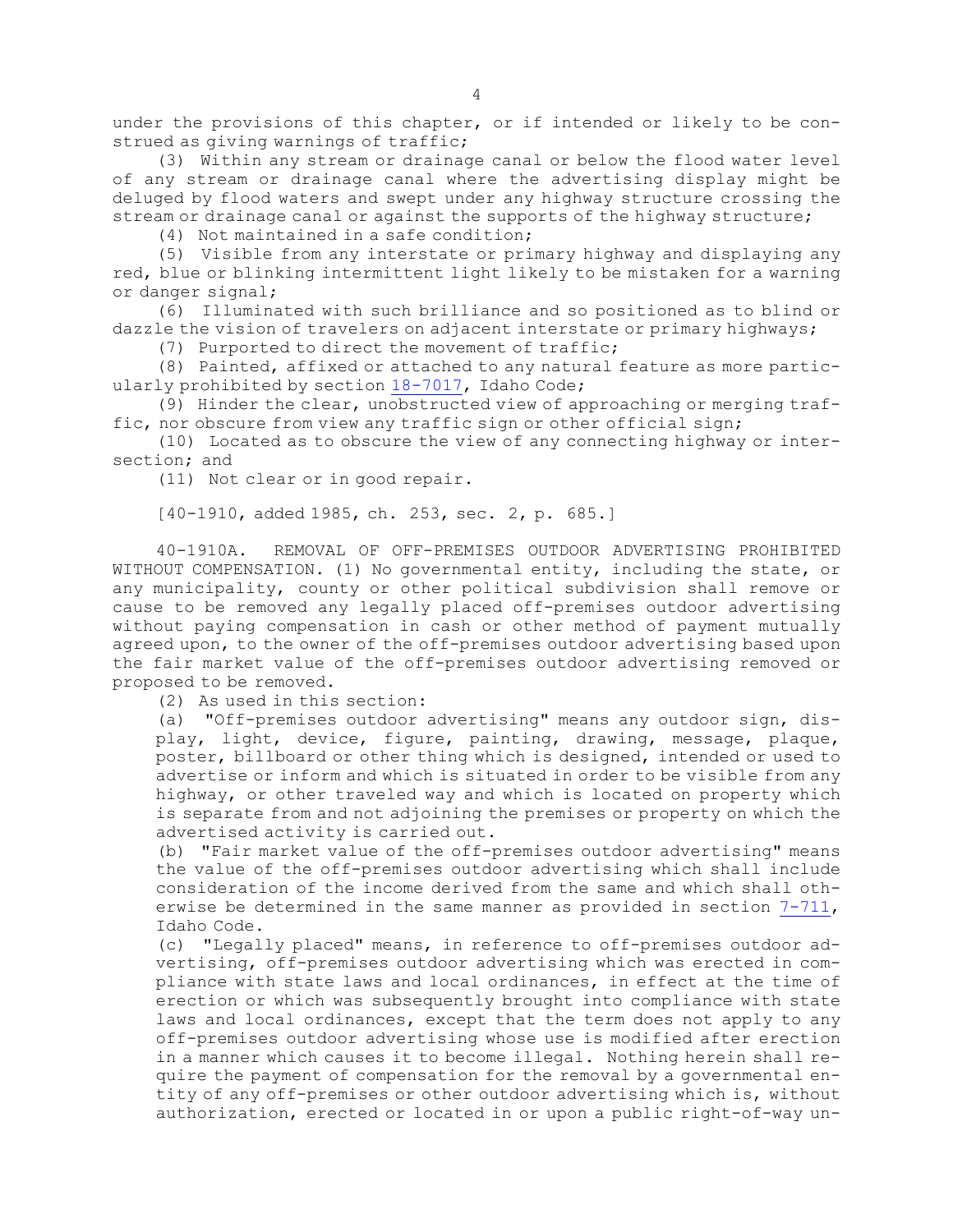under the provisions of this chapter, or if intended or likely to be construed as giving warnings of traffic;

(3) Within any stream or drainage canal or below the flood water level of any stream or drainage canal where the advertising display might be deluged by flood waters and swept under any highway structure crossing the stream or drainage canal or against the supports of the highway structure;

(4) Not maintained in a safe condition;

(5) Visible from any interstate or primary highway and displaying any red, blue or blinking intermittent light likely to be mistaken for a warning or danger signal;

(6) Illuminated with such brilliance and so positioned as to blind or dazzle the vision of travelers on adjacent interstate or primary highways;

(7) Purported to direct the movement of traffic;

(8) Painted, affixed or attached to any natural feature as more particularly prohibited by section 18-7017, Idaho Code;

(9) Hinder the clear, unobstructed view of approaching or merging traffic, nor obscure from view any traffic sign or other official sign;

(10) Located as to obscure the view of any connecting highway or intersection; and

(11) Not clear or in good repair.

[40-1910, added 1985, ch. 253, sec. 2, p. 685.]

40-1910A. REMOVAL OF OFF-PREMISES OUTDOOR ADVERTISING PROHIBITED WITHOUT COMPENSATION. (1) No governmental entity, including the state, or any municipality, county or other political subdivision shall remove or cause to be removed any legally placed off-premises outdoor advertising without paying compensation in cash or other method of payment mutually agreed upon, to the owner of the off-premises outdoor advertising based upon the fair market value of the off-premises outdoor advertising removed or proposed to be removed.

(2) As used in this section:

(a) "Off-premises outdoor advertising" means any outdoor sign, display, light, device, figure, painting, drawing, message, plaque, poster, billboard or other thing which is designed, intended or used to advertise or inform and which is situated in order to be visible from any highway, or other traveled way and which is located on property which is separate from and not adjoining the premises or property on which the advertised activity is carried out.

(b) "Fair market value of the off-premises outdoor advertising" means the value of the off-premises outdoor advertising which shall include consideration of the income derived from the same and which shall otherwise be determined in the same manner as provided in section 7-711, Idaho Code.

(c) "Legally placed" means, in reference to off-premises outdoor advertising, off-premises outdoor advertising which was erected in compliance with state laws and local ordinances, in effect at the time of erection or which was subsequently brought into compliance with state laws and local ordinances, except that the term does not apply to any off-premises outdoor advertising whose use is modified after erection in a manner which causes it to become illegal. Nothing herein shall require the payment of compensation for the removal by a governmental entity of any off-premises or other outdoor advertising which is, without authorization, erected or located in or upon a public right-of-way un-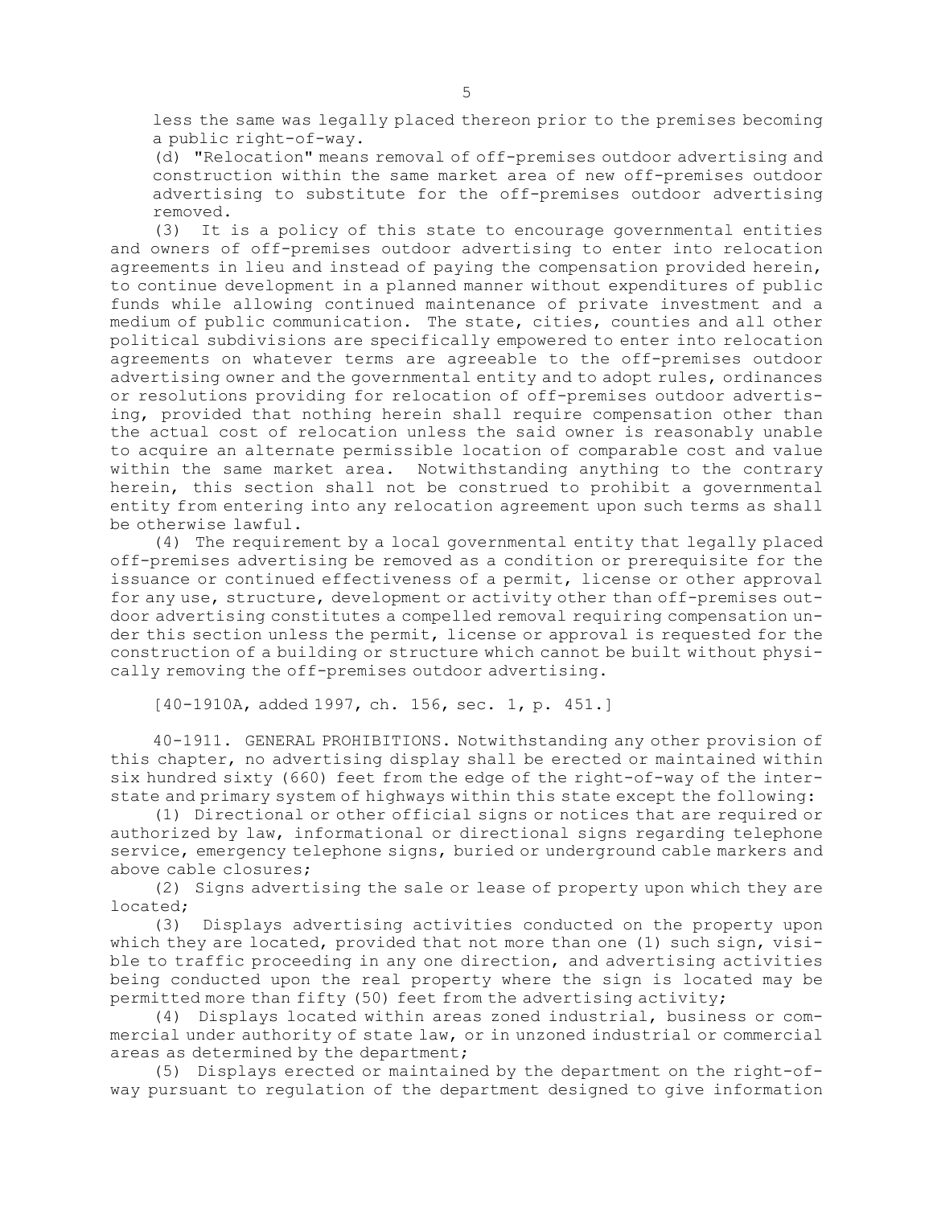less the same was legally placed thereon prior to the premises becoming a public right-of-way.

(d) "Relocation" means removal of off-premises outdoor advertising and construction within the same market area of new off-premises outdoor advertising to substitute for the off-premises outdoor advertising removed.

(3) It is a policy of this state to encourage governmental entities and owners of off-premises outdoor advertising to enter into relocation agreements in lieu and instead of paying the compensation provided herein, to continue development in a planned manner without expenditures of public funds while allowing continued maintenance of private investment and a medium of public communication. The state, cities, counties and all other political subdivisions are specifically empowered to enter into relocation agreements on whatever terms are agreeable to the off-premises outdoor advertising owner and the governmental entity and to adopt rules, ordinances or resolutions providing for relocation of off-premises outdoor advertising, provided that nothing herein shall require compensation other than the actual cost of relocation unless the said owner is reasonably unable to acquire an alternate permissible location of comparable cost and value within the same market area. Notwithstanding anything to the contrary herein, this section shall not be construed to prohibit a governmental entity from entering into any relocation agreement upon such terms as shall be otherwise lawful.

(4) The requirement by a local governmental entity that legally placed off-premises advertising be removed as a condition or prerequisite for the issuance or continued effectiveness of a permit, license or other approval for any use, structure, development or activity other than off-premises outdoor advertising constitutes a compelled removal requiring compensation under this section unless the permit, license or approval is requested for the construction of a building or structure which cannot be built without physically removing the off-premises outdoor advertising.

[40-1910A, added 1997, ch. 156, sec. 1, p. 451.]

40-1911. GENERAL PROHIBITIONS. Notwithstanding any other provision of this chapter, no advertising display shall be erected or maintained within six hundred sixty (660) feet from the edge of the right-of-way of the interstate and primary system of highways within this state except the following:

(1) Directional or other official signs or notices that are required or authorized by law, informational or directional signs regarding telephone service, emergency telephone signs, buried or underground cable markers and above cable closures;

(2) Signs advertising the sale or lease of property upon which they are located;

(3) Displays advertising activities conducted on the property upon which they are located, provided that not more than one (1) such sign, visible to traffic proceeding in any one direction, and advertising activities being conducted upon the real property where the sign is located may be permitted more than fifty (50) feet from the advertising activity;

(4) Displays located within areas zoned industrial, business or commercial under authority of state law, or in unzoned industrial or commercial areas as determined by the department;

(5) Displays erected or maintained by the department on the right-of-way pursuant to regulation of the department designed to give information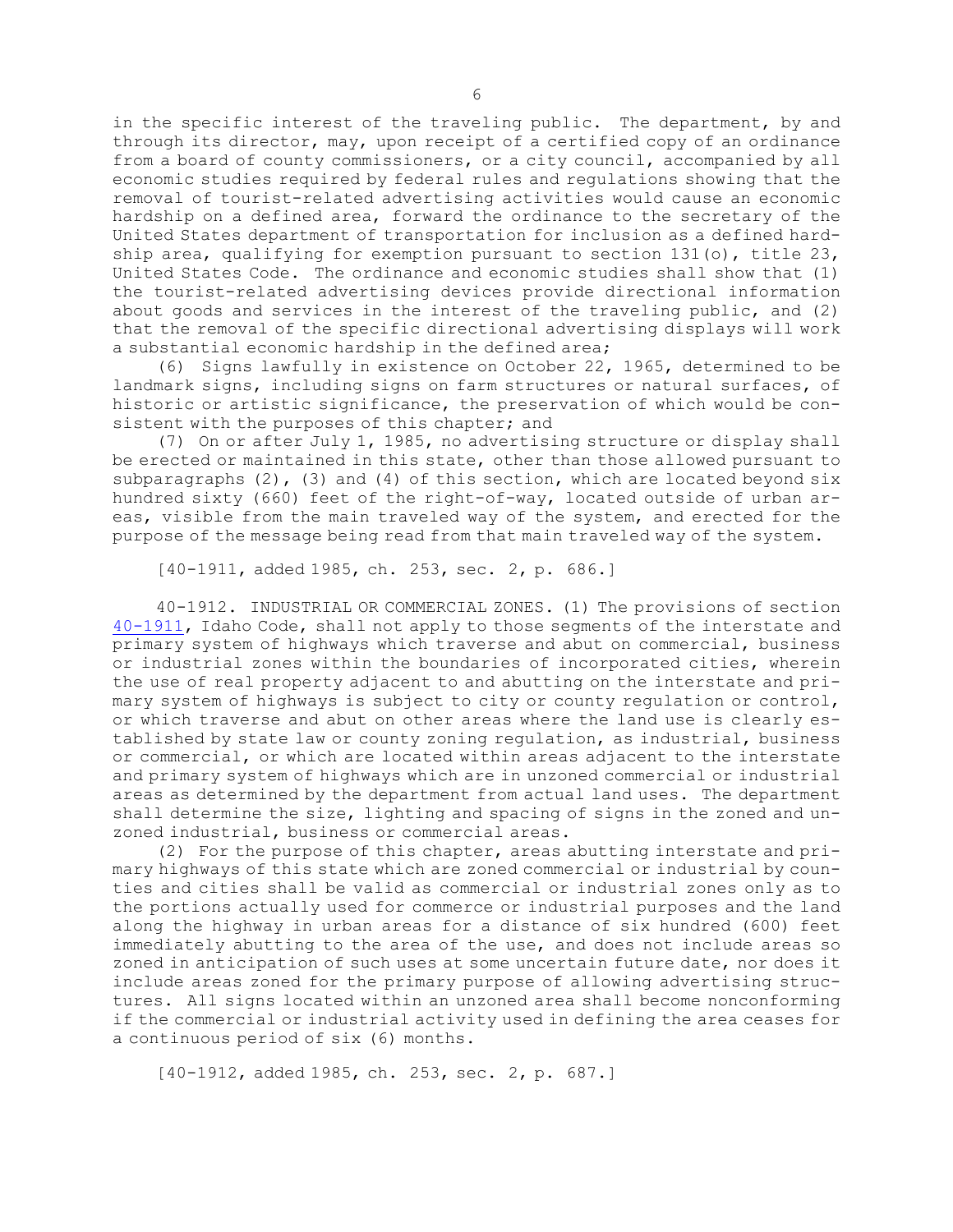in the specific interest of the traveling public. The department, by and through its director, may, upon receipt of a certified copy of an ordinance from a board of county commissioners, or a city council, accompanied by all economic studies required by federal rules and regulations showing that the removal of tourist-related advertising activities would cause an economic hardship on a defined area, forward the ordinance to the secretary of the United States department of transportation for inclusion as a defined hardship area, qualifying for exemption pursuant to section 131(o), title 23, United States Code. The ordinance and economic studies shall show that (1) the tourist-related advertising devices provide directional information about goods and services in the interest of the traveling public, and (2) that the removal of the specific directional advertising displays will work a substantial economic hardship in the defined area;

(6) Signs lawfully in existence on October 22, 1965, determined to be landmark signs, including signs on farm structures or natural surfaces, of historic or artistic significance, the preservation of which would be consistent with the purposes of this chapter; and

(7) On or after July 1, 1985, no advertising structure or display shall be erected or maintained in this state, other than those allowed pursuant to subparagraphs (2), (3) and (4) of this section, which are located beyond six hundred sixty (660) feet of the right-of-way, located outside of urban areas, visible from the main traveled way of the system, and erected for the purpose of the message being read from that main traveled way of the system.

[40-1911, added 1985, ch. 253, sec. 2, p. 686.]

40-1912. INDUSTRIAL OR COMMERCIAL ZONES. (1) The provisions of section 40-1911, Idaho Code, shall not apply to those segments of the interstate and primary system of highways which traverse and abut on commercial, business or industrial zones within the boundaries of incorporated cities, wherein the use of real property adjacent to and abutting on the interstate and primary system of highways is subject to city or county regulation or control, or which traverse and abut on other areas where the land use is clearly established by state law or county zoning regulation, as industrial, business or commercial, or which are located within areas adjacent to the interstate and primary system of highways which are in unzoned commercial or industrial areas as determined by the department from actual land uses. The department shall determine the size, lighting and spacing of signs in the zoned and unzoned industrial, business or commercial areas.

(2) For the purpose of this chapter, areas abutting interstate and primary highways of this state which are zoned commercial or industrial by counties and cities shall be valid as commercial or industrial zones only as to the portions actually used for commerce or industrial purposes and the land along the highway in urban areas for a distance of six hundred (600) feet immediately abutting to the area of the use, and does not include areas so zoned in anticipation of such uses at some uncertain future date, nor does it include areas zoned for the primary purpose of allowing advertising structures. All signs located within an unzoned area shall become nonconforming if the commercial or industrial activity used in defining the area ceases for a continuous period of six (6) months.

[40-1912, added 1985, ch. 253, sec. 2, p. 687.]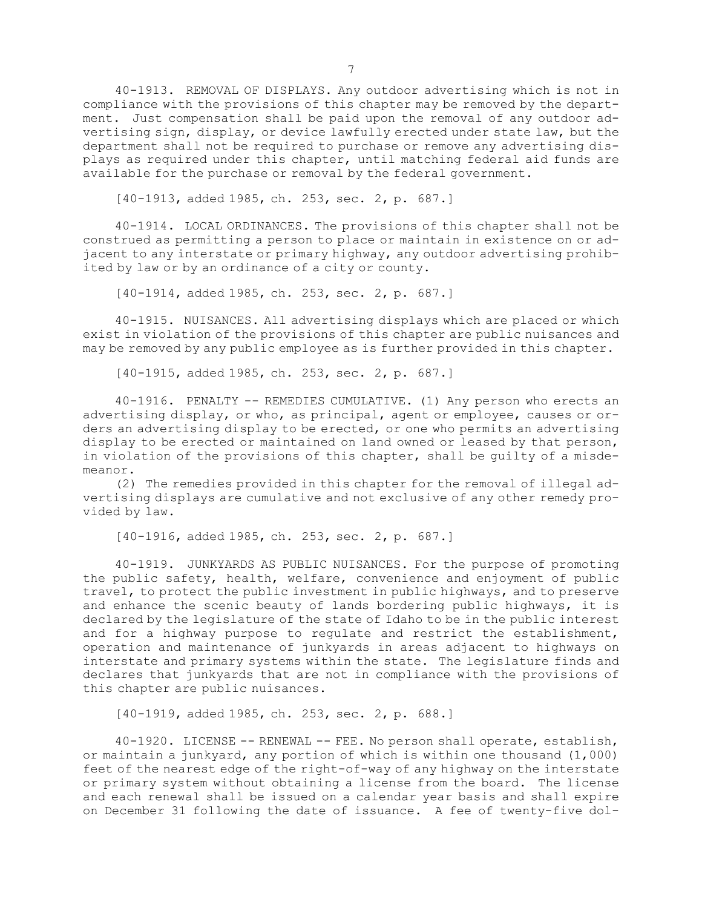40-1913. REMOVAL OF DISPLAYS. Any outdoor advertising which is not in compliance with the provisions of this chapter may be removed by the department. Just compensation shall be paid upon the removal of any outdoor advertising sign, display, or device lawfully erected under state law, but the department shall not be required to purchase or remove any advertising displays as required under this chapter, until matching federal aid funds are available for the purchase or removal by the federal government.

[40-1913, added 1985, ch. 253, sec. 2, p. 687.]

40-1914. LOCAL ORDINANCES. The provisions of this chapter shall not be construed as permitting a person to place or maintain in existence on or adjacent to any interstate or primary highway, any outdoor advertising prohibited by law or by an ordinance of a city or county.

[40-1914, added 1985, ch. 253, sec. 2, p. 687.]

40-1915. NUISANCES. All advertising displays which are placed or which exist in violation of the provisions of this chapter are public nuisances and may be removed by any public employee as is further provided in this chapter.

[40-1915, added 1985, ch. 253, sec. 2, p. 687.]

40-1916. PENALTY -- REMEDIES CUMULATIVE. (1) Any person who erects an advertising display, or who, as principal, agent or employee, causes or orders an advertising display to be erected, or one who permits an advertising display to be erected or maintained on land owned or leased by that person, in violation of the provisions of this chapter, shall be guilty of a misdemeanor.

(2) The remedies provided in this chapter for the removal of illegal advertising displays are cumulative and not exclusive of any other remedy provided by law.

[40-1916, added 1985, ch. 253, sec. 2, p. 687.]

40-1919. JUNKYARDS AS PUBLIC NUISANCES. For the purpose of promoting the public safety, health, welfare, convenience and enjoyment of public travel, to protect the public investment in public highways, and to preserve and enhance the scenic beauty of lands bordering public highways, it is declared by the legislature of the state of Idaho to be in the public interest and for a highway purpose to regulate and restrict the establishment, operation and maintenance of junkyards in areas adjacent to highways on interstate and primary systems within the state. The legislature finds and declares that junkyards that are not in compliance with the provisions of this chapter are public nuisances.

[40-1919, added 1985, ch. 253, sec. 2, p. 688.]

40-1920. LICENSE -- RENEWAL -- FEE. No person shall operate, establish, or maintain a junkyard, any portion of which is within one thousand (1,000) feet of the nearest edge of the right-of-way of any highway on the interstate or primary system without obtaining a license from the board. The license and each renewal shall be issued on a calendar year basis and shall expire on December 31 following the date of issuance. A fee of twenty-five dol-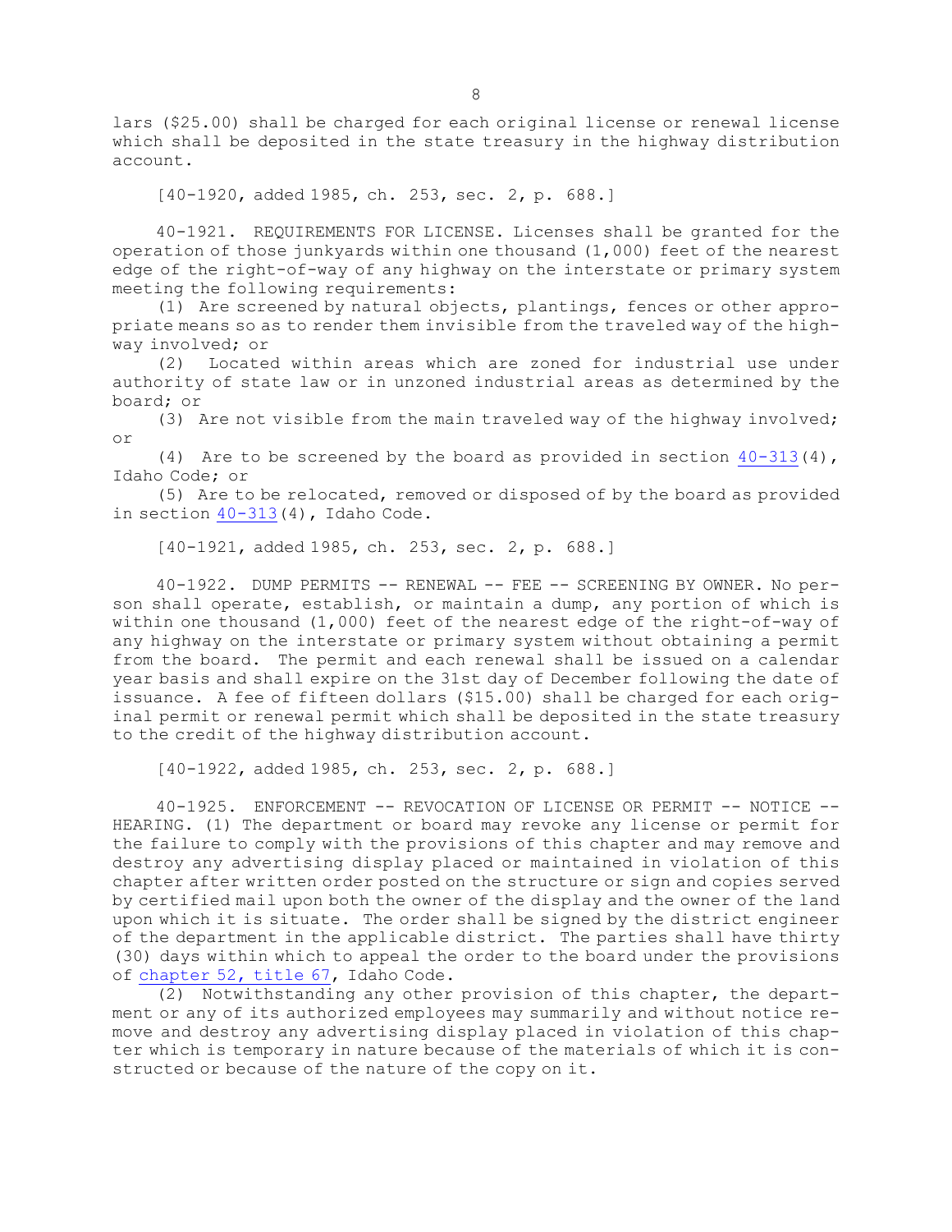lars ($25.00) shall be charged for each original license or renewal license which shall be deposited in the state treasury in the highway distribution account.

[40-1920, added 1985, ch. 253, sec. 2, p. 688.]

40-1921. REQUIREMENTS FOR LICENSE. Licenses shall be granted for the operation of those junkyards within one thousand (1,000) feet of the nearest edge of the right-of-way of any highway on the interstate or primary system meeting the following requirements:

(1) Are screened by natural objects, plantings, fences or other appropriate means so as to render them invisible from the traveled way of the highway involved; or

(2) Located within areas which are zoned for industrial use under authority of state law or in unzoned industrial areas as determined by the board; or

(3) Are not visible from the main traveled way of the highway involved; or

(4) Are to be screened by the board as provided in section 40-313(4), Idaho Code; or

(5) Are to be relocated, removed or disposed of by the board as provided in section 40-313(4), Idaho Code.

[40-1921, added 1985, ch. 253, sec. 2, p. 688.]

40-1922. DUMP PERMITS -- RENEWAL -- FEE -- SCREENING BY OWNER. No person shall operate, establish, or maintain a dump, any portion of which is within one thousand (1,000) feet of the nearest edge of the right-of-way of any highway on the interstate or primary system without obtaining a permit from the board. The permit and each renewal shall be issued on a calendar year basis and shall expire on the 31st day of December following the date of issuance. A fee of fifteen dollars ($15.00) shall be charged for each original permit or renewal permit which shall be deposited in the state treasury to the credit of the highway distribution account.

[40-1922, added 1985, ch. 253, sec. 2, p. 688.]

40-1925. ENFORCEMENT -- REVOCATION OF LICENSE OR PERMIT -- NOTICE -- HEARING. (1) The department or board may revoke any license or permit for the failure to comply with the provisions of this chapter and may remove and destroy any advertising display placed or maintained in violation of this chapter after written order posted on the structure or sign and copies served by certified mail upon both the owner of the display and the owner of the land upon which it is situate. The order shall be signed by the district engineer of the department in the applicable district. The parties shall have thirty (30) days within which to appeal the order to the board under the provisions of chapter 52, title 67, Idaho Code.

(2) Notwithstanding any other provision of this chapter, the department or any of its authorized employees may summarily and without notice remove and destroy any advertising display placed in violation of this chapter which is temporary in nature because of the materials of which it is constructed or because of the nature of the copy on it.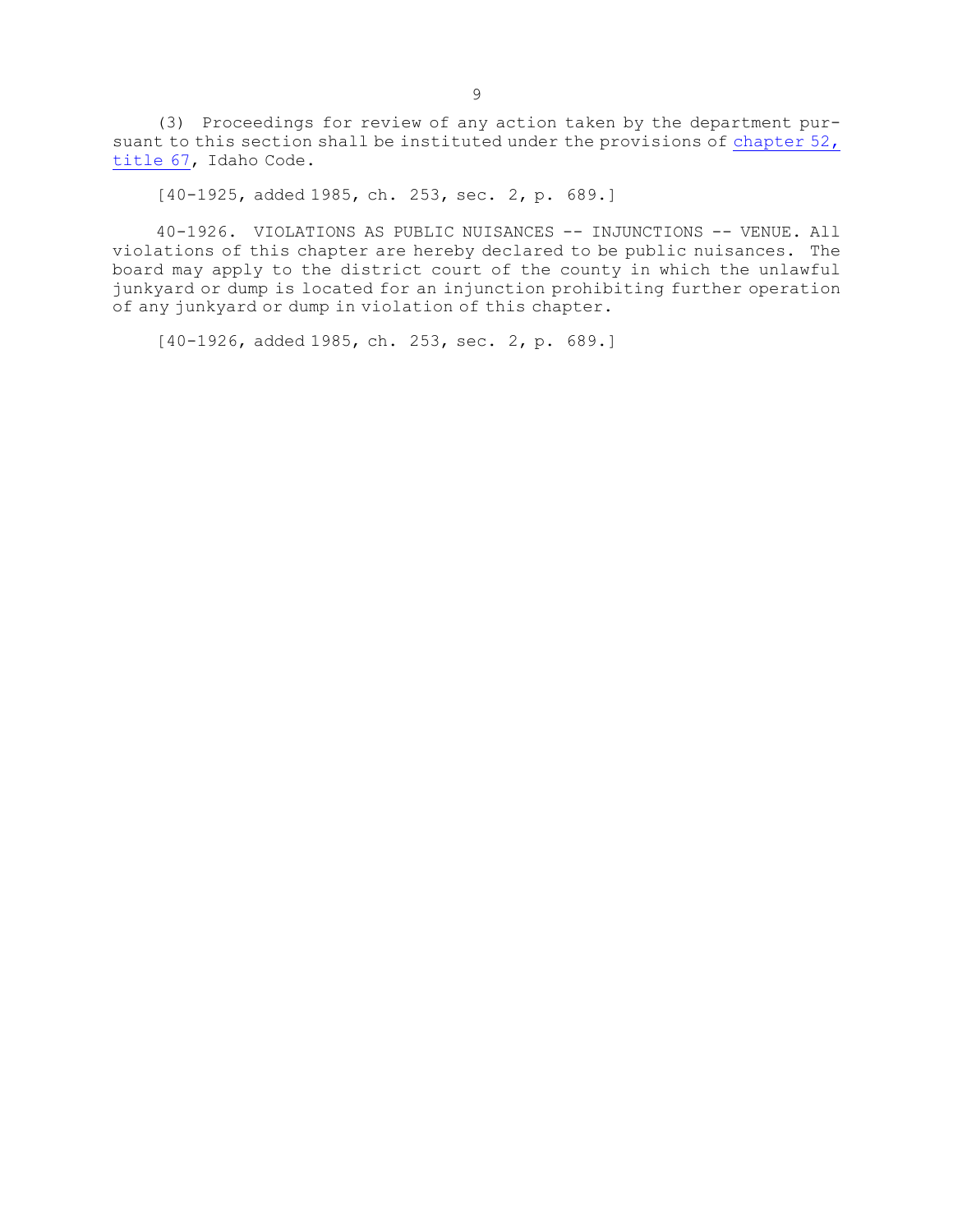(3) Proceedings for review of any action taken by the department pursuant to this section shall be instituted under the provisions of chapter 52, title 67, Idaho Code.

[40-1925, added 1985, ch. 253, sec. 2, p. 689.]

40-1926. VIOLATIONS AS PUBLIC NUISANCES -- INJUNCTIONS -- VENUE. All violations of this chapter are hereby declared to be public nuisances. The board may apply to the district court of the county in which the unlawful junkyard or dump is located for an injunction prohibiting further operation of any junkyard or dump in violation of this chapter.

[40-1926, added 1985, ch. 253, sec. 2, p. 689.]